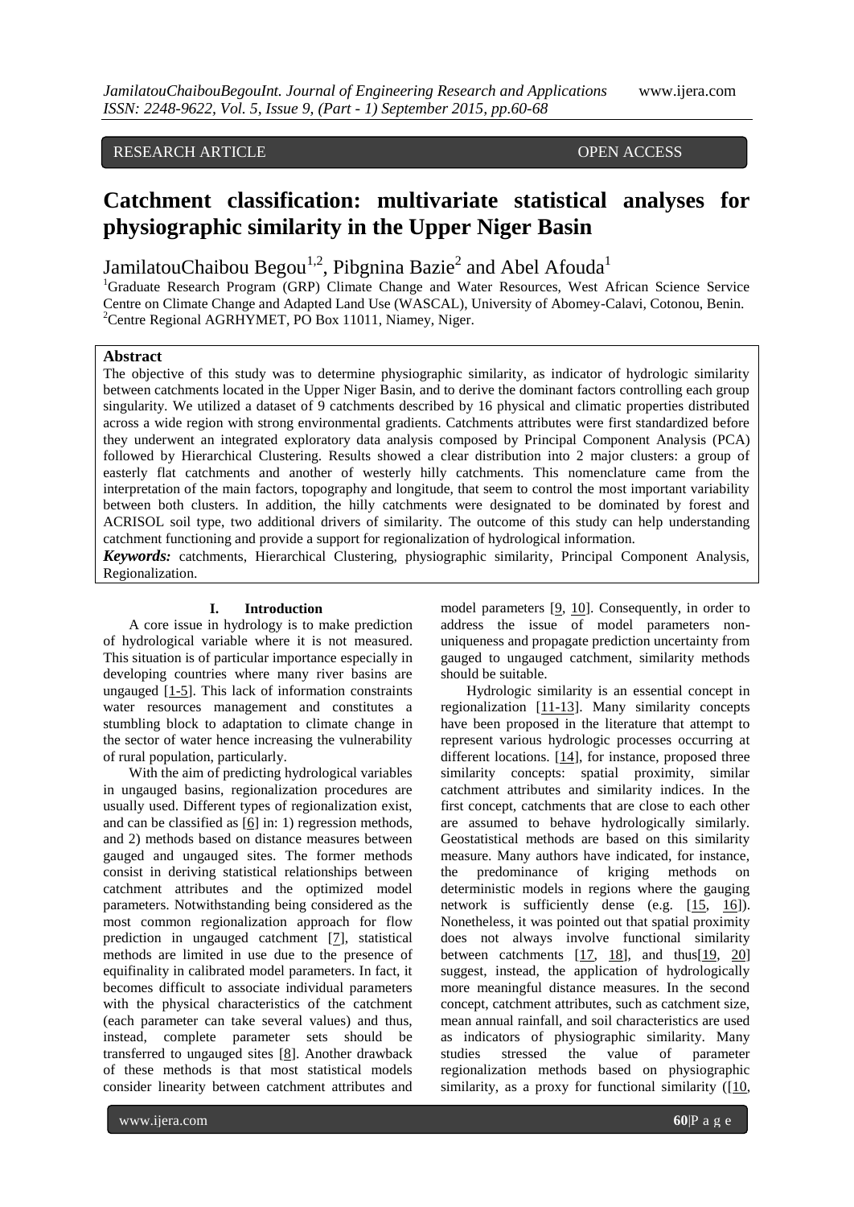RESEARCH ARTICLE OPEN ACCESS

# Catchment classification: multivariate statistical analyses for physiographic similarity in the Upper Niger Basin

JamilatouChaibou Begou[1,2], Pibgnina Bazie[2] and Abel Afouda[1]

[1]Graduate Research Program (GRP) Climate Change and Water Resources, West African Science Service Centre on Climate Change and Adapted Land Use (WASCAL), University of Abomey-Calavi, Cotonou, Benin.
[2]Centre Regional AGRHYMET, PO Box 11011, Niamey, Niger.

## Abstract

The objective of this study was to determine physiographic similarity, as indicator of hydrologic similarity between catchments located in the Upper Niger Basin, and to derive the dominant factors controlling each group singularity. We utilized a dataset of 9 catchments described by 16 physical and climatic properties distributed across a wide region with strong environmental gradients. Catchments attributes were first standardized before they underwent an integrated exploratory data analysis composed by Principal Component Analysis (PCA) followed by Hierarchical Clustering. Results showed a clear distribution into 2 major clusters: a group of easterly flat catchments and another of westerly hilly catchments. This nomenclature came from the interpretation of the main factors, topography and longitude, that seem to control the most important variability between both clusters. In addition, the hilly catchments were designated to be dominated by forest and ACRISOL soil type, two additional drivers of similarity. The outcome of this study can help understanding catchment functioning and provide a support for regionalization of hydrological information.

***Keywords:*** catchments, Hierarchical Clustering, physiographic similarity, Principal Component Analysis, Regionalization.

## I. Introduction

A core issue in hydrology is to make prediction of hydrological variable where it is not measured. This situation is of particular importance especially in developing countries where many river basins are ungauged [1-5]. This lack of information constraints water resources management and constitutes a stumbling block to adaptation to climate change in the sector of water hence increasing the vulnerability of rural population, particularly.

With the aim of predicting hydrological variables in ungauged basins, regionalization procedures are usually used. Different types of regionalization exist, and can be classified as [6] in: 1) regression methods, and 2) methods based on distance measures between gauged and ungauged sites. The former methods consist in deriving statistical relationships between catchment attributes and the optimized model parameters. Notwithstanding being considered as the most common regionalization approach for flow prediction in ungauged catchment [7], statistical methods are limited in use due to the presence of equifinality in calibrated model parameters. In fact, it becomes difficult to associate individual parameters with the physical characteristics of the catchment (each parameter can take several values) and thus, instead, complete parameter sets should be transferred to ungauged sites [8]. Another drawback of these methods is that most statistical models consider linearity between catchment attributes and model parameters [9, 10]. Consequently, in order to address the issue of model parameters non-uniqueness and propagate prediction uncertainty from gauged to ungauged catchment, similarity methods should be suitable.

Hydrologic similarity is an essential concept in regionalization [11-13]. Many similarity concepts have been proposed in the literature that attempt to represent various hydrologic processes occurring at different locations. [14], for instance, proposed three similarity concepts: spatial proximity, similar catchment attributes and similarity indices. In the first concept, catchments that are close to each other are assumed to behave hydrologically similarly. Geostatistical methods are based on this similarity measure. Many authors have indicated, for instance, the predominance of kriging methods on deterministic models in regions where the gauging network is sufficiently dense (e.g. [15, 16]). Nonetheless, it was pointed out that spatial proximity does not always involve functional similarity between catchments [17, 18], and thus[19, 20] suggest, instead, the application of hydrologically more meaningful distance measures. In the second concept, catchment attributes, such as catchment size, mean annual rainfall, and soil characteristics are used as indicators of physiographic similarity. Many studies stressed the value of parameter regionalization methods based on physiographic similarity, as a proxy for functional similarity ([10,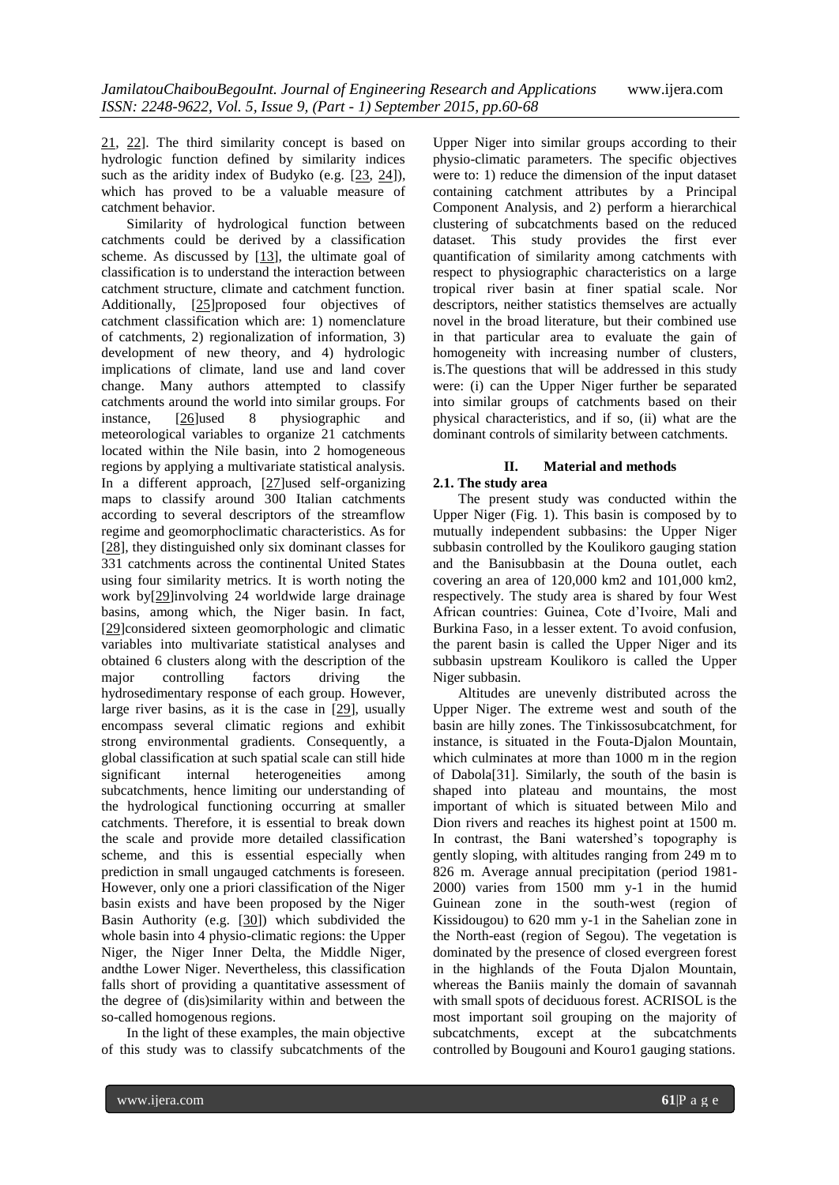21, 22]. The third similarity concept is based on hydrologic function defined by similarity indices such as the aridity index of Budyko (e.g. [23, 24]), which has proved to be a valuable measure of catchment behavior.

Similarity of hydrological function between catchments could be derived by a classification scheme. As discussed by [13], the ultimate goal of classification is to understand the interaction between catchment structure, climate and catchment function. Additionally, [25]proposed four objectives of catchment classification which are: 1) nomenclature of catchments, 2) regionalization of information, 3) development of new theory, and 4) hydrologic implications of climate, land use and land cover change. Many authors attempted to classify catchments around the world into similar groups. For instance, [26]used 8 physiographic and meteorological variables to organize 21 catchments located within the Nile basin, into 2 homogeneous regions by applying a multivariate statistical analysis. In a different approach, [27]used self-organizing maps to classify around 300 Italian catchments according to several descriptors of the streamflow regime and geomorphoclimatic characteristics. As for [28], they distinguished only six dominant classes for 331 catchments across the continental United States using four similarity metrics. It is worth noting the work by[29]involving 24 worldwide large drainage basins, among which, the Niger basin. In fact, [29]considered sixteen geomorphologic and climatic variables into multivariate statistical analyses and obtained 6 clusters along with the description of the major controlling factors driving the hydrosedimentary response of each group. However, large river basins, as it is the case in [29], usually encompass several climatic regions and exhibit strong environmental gradients. Consequently, a global classification at such spatial scale can still hide significant internal heterogeneities among subcatchments, hence limiting our understanding of the hydrological functioning occurring at smaller catchments. Therefore, it is essential to break down the scale and provide more detailed classification scheme, and this is essential especially when prediction in small ungauged catchments is foreseen. However, only one a priori classification of the Niger basin exists and have been proposed by the Niger Basin Authority (e.g. [30]) which subdivided the whole basin into 4 physio-climatic regions: the Upper Niger, the Niger Inner Delta, the Middle Niger, andthe Lower Niger. Nevertheless, this classification falls short of providing a quantitative assessment of the degree of (dis)similarity within and between the so-called homogenous regions.

In the light of these examples, the main objective of this study was to classify subcatchments of the Upper Niger into similar groups according to their physio-climatic parameters. The specific objectives were to: 1) reduce the dimension of the input dataset containing catchment attributes by a Principal Component Analysis, and 2) perform a hierarchical clustering of subcatchments based on the reduced dataset. This study provides the first ever quantification of similarity among catchments with respect to physiographic characteristics on a large tropical river basin at finer spatial scale. Nor descriptors, neither statistics themselves are actually novel in the broad literature, but their combined use in that particular area to evaluate the gain of homogeneity with increasing number of clusters, is.The questions that will be addressed in this study were: (i) can the Upper Niger further be separated into similar groups of catchments based on their physical characteristics, and if so, (ii) what are the dominant controls of similarity between catchments.

## II. Material and methods

### 2.1. The study area

The present study was conducted within the Upper Niger (Fig. 1). This basin is composed by to mutually independent subbasins: the Upper Niger subbasin controlled by the Koulikoro gauging station and the Banisubbasin at the Douna outlet, each covering an area of 120,000 km2 and 101,000 km2, respectively. The study area is shared by four West African countries: Guinea, Cote d'Ivoire, Mali and Burkina Faso, in a lesser extent. To avoid confusion, the parent basin is called the Upper Niger and its subbasin upstream Koulikoro is called the Upper Niger subbasin.

Altitudes are unevenly distributed across the Upper Niger. The extreme west and south of the basin are hilly zones. The Tinkissosubcatchment, for instance, is situated in the Fouta-Djalon Mountain, which culminates at more than 1000 m in the region of Dabola[31]. Similarly, the south of the basin is shaped into plateau and mountains, the most important of which is situated between Milo and Dion rivers and reaches its highest point at 1500 m. In contrast, the Bani watershed's topography is gently sloping, with altitudes ranging from 249 m to 826 m. Average annual precipitation (period 1981-2000) varies from 1500 mm y-1 in the humid Guinean zone in the south-west (region of Kissidougou) to 620 mm y-1 in the Sahelian zone in the North-east (region of Segou). The vegetation is dominated by the presence of closed evergreen forest in the highlands of the Fouta Djalon Mountain, whereas the Baniis mainly the domain of savannah with small spots of deciduous forest. ACRISOL is the most important soil grouping on the majority of subcatchments, except at the subcatchments controlled by Bougouni and Kouro1 gauging stations.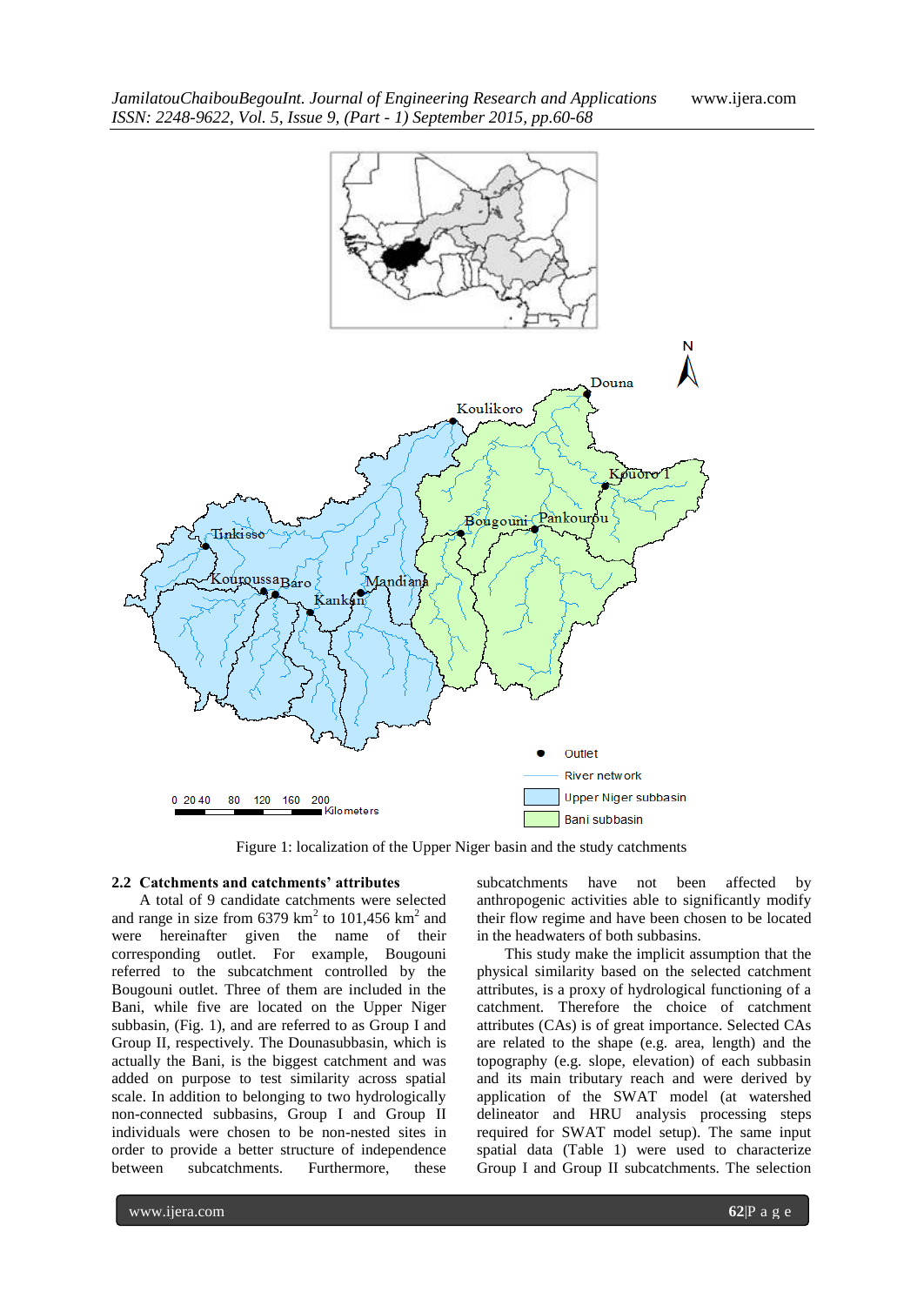Figure 1: localization of the Upper Niger basin and the study catchments

### 2.2 Catchments and catchments' attributes

A total of 9 candidate catchments were selected and range in size from 6379 $km^2$ to 101,456 $km^2$ and were hereinafter given the name of their corresponding outlet. For example, Bougouni referred to the subcatchment controlled by the Bougouni outlet. Three of them are included in the Bani, while five are located on the Upper Niger subbasin, (Fig. 1), and are referred to as Group I and Group II, respectively. The Dounasubbasin, which is actually the Bani, is the biggest catchment and was added on purpose to test similarity across spatial scale. In addition to belonging to two hydrologically non-connected subbasins, Group I and Group II individuals were chosen to be non-nested sites in order to provide a better structure of independence between subcatchments. Furthermore, these subcatchments have not been affected by anthropogenic activities able to significantly modify their flow regime and have been chosen to be located in the headwaters of both subbasins.

This study make the implicit assumption that the physical similarity based on the selected catchment attributes, is a proxy of hydrological functioning of a catchment. Therefore the choice of catchment attributes (CAs) is of great importance. Selected CAs are related to the shape (e.g. area, length) and the topography (e.g. slope, elevation) of each subbasin and its main tributary reach and were derived by application of the SWAT model (at watershed delineator and HRU analysis processing steps required for SWAT model setup). The same input spatial data (Table 1) were used to characterize Group I and Group II subcatchments. The selection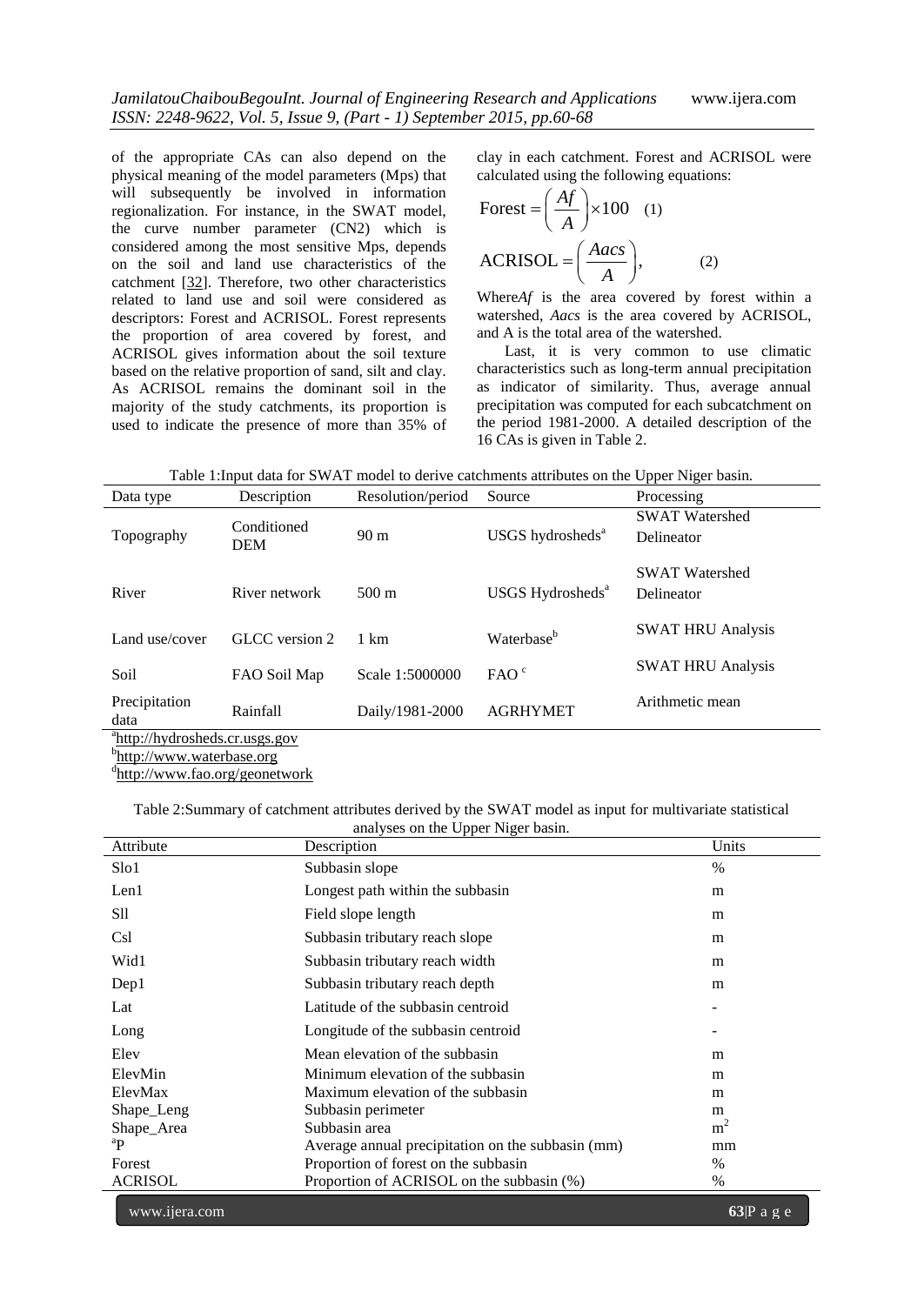of the appropriate CAs can also depend on the physical meaning of the model parameters (Mps) that will subsequently be involved in information regionalization. For instance, in the SWAT model, the curve number parameter (CN2) which is considered among the most sensitive Mps, depends on the soil and land use characteristics of the catchment [32]. Therefore, two other characteristics related to land use and soil were considered as descriptors: Forest and ACRISOL. Forest represents the proportion of area covered by forest, and ACRISOL gives information about the soil texture based on the relative proportion of sand, silt and clay. As ACRISOL remains the dominant soil in the majority of the study catchments, its proportion is used to indicate the presence of more than 35% of clay in each catchment. Forest and ACRISOL were calculated using the following equations:

$$\text{Forest} = \left(\frac{Af}{A}\right) \times 100 \quad (1)$$

$$\text{ACRISOL} = \left(\frac{Aacs}{A}\right), \quad (2)$$

Where $Af$ is the area covered by forest within a watershed, $Aacs$ is the area covered by ACRISOL, and A is the total area of the watershed.

Last, it is very common to use climatic characteristics such as long-term annual precipitation as indicator of similarity. Thus, average annual precipitation was computed for each subcatchment on the period 1981-2000. A detailed description of the 16 CAs is given in Table 2.

Table 1:Input data for SWAT model to derive catchments attributes on the Upper Niger basin.

| Data type | Description | Resolution/period | Source | Processing |
|---|---|---|---|---|
| Topography | Conditioned DEM | 90 m | USGS hydrosheds[a] | SWAT Watershed Delineator |
| River | River network | 500 m | USGS Hydrosheds[a] | SWAT Watershed Delineator |
| Land use/cover | GLCC version 2 | 1 km | Waterbase[b] | SWAT HRU Analysis |
| Soil | FAO Soil Map | Scale 1:5000000 | FAO [c] | SWAT HRU Analysis |
| Precipitation data | Rainfall | Daily/1981-2000 | AGRHYMET | Arithmetic mean |

[a]http://hydrosheds.cr.usgs.gov
[b]http://www.waterbase.org
[d]http://www.fao.org/geonetwork

Table 2:Summary of catchment attributes derived by the SWAT model as input for multivariate statistical analyses on the Upper Niger basin.

| Attribute | Description | Units |
|---|---|---|
| Slo1 | Subbasin slope | % |
| Len1 | Longest path within the subbasin | m |
| Sll | Field slope length | m |
| Csl | Subbasin tributary reach slope | m |
| Wid1 | Subbasin tributary reach width | m |
| Dep1 | Subbasin tributary reach depth | m |
| Lat | Latitude of the subbasin centroid | - |
| Long | Longitude of the subbasin centroid | - |
| Elev | Mean elevation of the subbasin | m |
| ElevMin | Minimum elevation of the subbasin | m |
| ElevMax | Maximum elevation of the subbasin | m |
| Shape_Leng | Subbasin perimeter | m |
| Shape_Area | Subbasin area | $m^2$ |
| [a]P | Average annual precipitation on the subbasin (mm) | mm |
| Forest | Proportion of forest on the subbasin | % |
| ACRISOL | Proportion of ACRISOL on the subbasin (%) | % |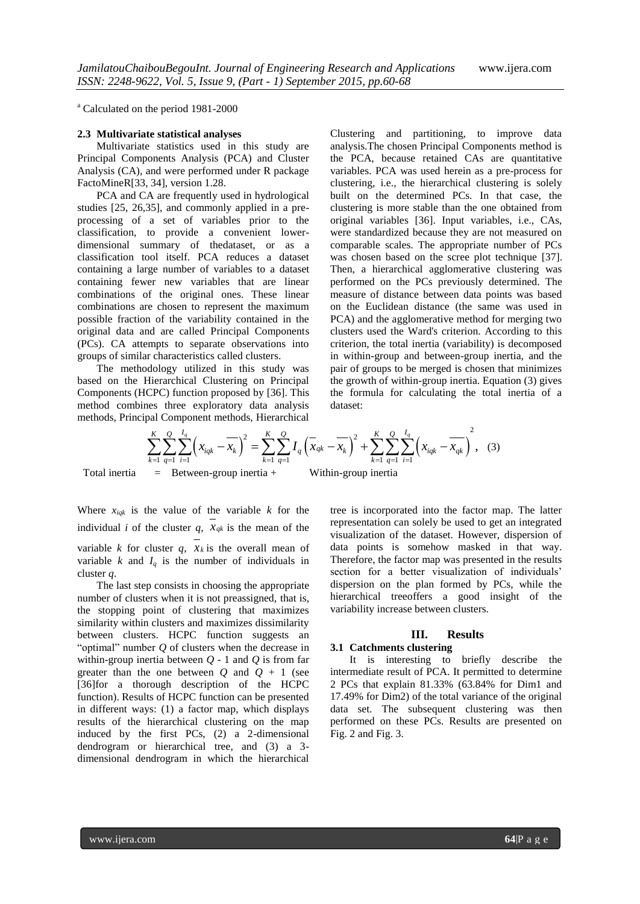[a] Calculated on the period 1981-2000

### 2.3 Multivariate statistical analyses

Multivariate statistics used in this study are Principal Components Analysis (PCA) and Cluster Analysis (CA), and were performed under R package FactoMineR[33, 34], version 1.28.

PCA and CA are frequently used in hydrological studies [25, 26,35], and commonly applied in a pre-processing of a set of variables prior to the classification, to provide a convenient lower-dimensional summary of thedataset, or as a classification tool itself. PCA reduces a dataset containing a large number of variables to a dataset containing fewer new variables that are linear combinations of the original ones. These linear combinations are chosen to represent the maximum possible fraction of the variability contained in the original data and are called Principal Components (PCs). CA attempts to separate observations into groups of similar characteristics called clusters.

The methodology utilized in this study was based on the Hierarchical Clustering on Principal Components (HCPC) function proposed by [36]. This method combines three exploratory data analysis methods, Principal Component methods, Hierarchical Clustering and partitioning, to improve data analysis.The chosen Principal Components method is the PCA, because retained CAs are quantitative variables. PCA was used herein as a pre-process for clustering, i.e., the hierarchical clustering is solely built on the determined PCs. In that case, the clustering is more stable than the one obtained from original variables [36]. Input variables, i.e., CAs, were standardized because they are not measured on comparable scales. The appropriate number of PCs was chosen based on the scree plot technique [37]. Then, a hierarchical agglomerative clustering was performed on the PCs previously determined. The measure of distance between data points was based on the Euclidean distance (the same was used in PCA) and the agglomerative method for merging two clusters used the Ward's criterion. According to this criterion, the total inertia (variability) is decomposed in within-group and between-group inertia, and the pair of groups to be merged is chosen that minimizes the growth of within-group inertia. Equation (3) gives the formula for calculating the total inertia of a dataset:

$$\sum_{k=1}^{K}\sum_{q=1}^{Q}\sum_{i=1}^{I_q}\left(x_{iqk}-\overline{x_k}\right)^2 = \sum_{k=1}^{K}\sum_{q=1}^{Q} I_q\left(\overline{x}_{qk}-\overline{x_k}\right)^2 + \sum_{k=1}^{K}\sum_{q=1}^{Q}\sum_{i=1}^{I_q}\left(x_{iqk}-\overline{x_{qk}}\right)^2, \quad (3)$$

Total inertia = Between-group inertia + Within-group inertia

Where $x_{iqk}$ is the value of the variable $k$ for the individual $i$ of the cluster $q$, $\overline{x}_{qk}$ is the mean of the variable $k$ for cluster $q$, $\overline{x}_k$ is the overall mean of variable $k$ and $I_q$ is the number of individuals in cluster $q$.

The last step consists in choosing the appropriate number of clusters when it is not preassigned, that is, the stopping point of clustering that maximizes similarity within clusters and maximizes dissimilarity between clusters. HCPC function suggests an "optimal" number $Q$ of clusters when the decrease in within-group inertia between $Q$ - 1 and $Q$ is from far greater than the one between $Q$ and $Q$ + 1 (see [36]for a thorough description of the HCPC function). Results of HCPC function can be presented in different ways: (1) a factor map, which displays results of the hierarchical clustering on the map induced by the first PCs, (2) a 2-dimensional dendrogram or hierarchical tree, and (3) a 3-dimensional dendrogram in which the hierarchical tree is incorporated into the factor map. The latter representation can solely be used to get an integrated visualization of the dataset. However, dispersion of data points is somehow masked in that way. Therefore, the factor map was presented in the results section for a better visualization of individuals' dispersion on the plan formed by PCs, while the hierarchical treeoffers a good insight of the variability increase between clusters.

## III. Results

### 3.1 Catchments clustering

It is interesting to briefly describe the intermediate result of PCA. It permitted to determine 2 PCs that explain 81.33% (63.84% for Dim1 and 17.49% for Dim2) of the total variance of the original data set. The subsequent clustering was then performed on these PCs. Results are presented on Fig. 2 and Fig. 3.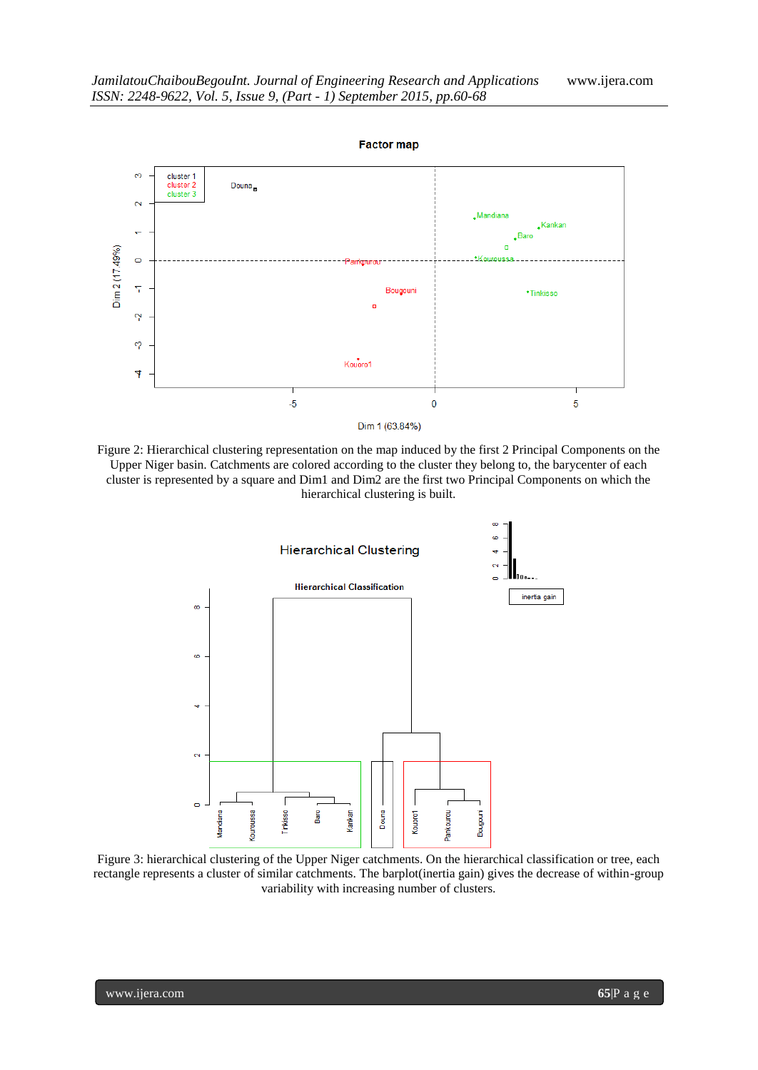Figure 2: Hierarchical clustering representation on the map induced by the first 2 Principal Components on the Upper Niger basin. Catchments are colored according to the cluster they belong to, the barycenter of each cluster is represented by a square and Dim1 and Dim2 are the first two Principal Components on which the hierarchical clustering is built.

Figure 3: hierarchical clustering of the Upper Niger catchments. On the hierarchical classification or tree, each rectangle represents a cluster of similar catchments. The barplot(inertia gain) gives the decrease of within-group variability with increasing number of clusters.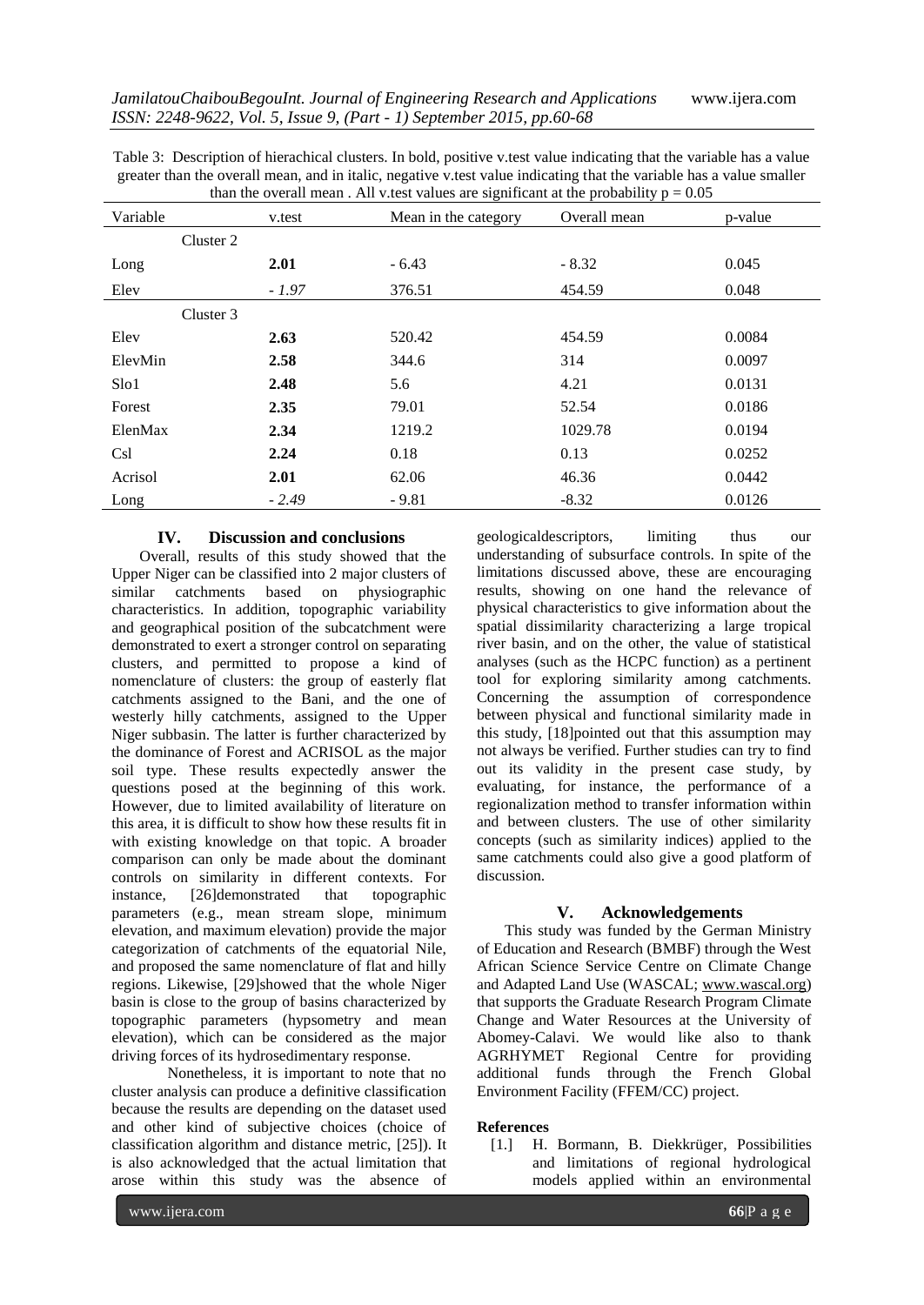Table 3: Description of hierachical clusters. In bold, positive v.test value indicating that the variable has a value greater than the overall mean, and in italic, negative v.test value indicating that the variable has a value smaller than the overall mean . All v.test values are significant at the probability p = 0.05

| Variable | v.test | Mean in the category | Overall mean | p-value |
|---|---|---|---|---|
| Cluster 2 | | | | |
| Long | **2.01** | - 6.43 | - 8.32 | 0.045 |
| Elev | *- 1.97* | 376.51 | 454.59 | 0.048 |
| Cluster 3 | | | | |
| Elev | **2.63** | 520.42 | 454.59 | 0.0084 |
| ElevMin | **2.58** | 344.6 | 314 | 0.0097 |
| Slo1 | **2.48** | 5.6 | 4.21 | 0.0131 |
| Forest | **2.35** | 79.01 | 52.54 | 0.0186 |
| ElenMax | **2.34** | 1219.2 | 1029.78 | 0.0194 |
| Csl | **2.24** | 0.18 | 0.13 | 0.0252 |
| Acrisol | **2.01** | 62.06 | 46.36 | 0.0442 |
| Long | *- 2.49* | - 9.81 | -8.32 | 0.0126 |

## IV. Discussion and conclusions

Overall, results of this study showed that the Upper Niger can be classified into 2 major clusters of similar catchments based on physiographic characteristics. In addition, topographic variability and geographical position of the subcatchment were demonstrated to exert a stronger control on separating clusters, and permitted to propose a kind of nomenclature of clusters: the group of easterly flat catchments assigned to the Bani, and the one of westerly hilly catchments, assigned to the Upper Niger subbasin. The latter is further characterized by the dominance of Forest and ACRISOL as the major soil type. These results expectedly answer the questions posed at the beginning of this work. However, due to limited availability of literature on this area, it is difficult to show how these results fit in with existing knowledge on that topic. A broader comparison can only be made about the dominant controls on similarity in different contexts. For instance, [26]demonstrated that topographic parameters (e.g., mean stream slope, minimum elevation, and maximum elevation) provide the major categorization of catchments of the equatorial Nile, and proposed the same nomenclature of flat and hilly regions. Likewise, [29]showed that the whole Niger basin is close to the group of basins characterized by topographic parameters (hypsometry and mean elevation), which can be considered as the major driving forces of its hydrosedimentary response.

Nonetheless, it is important to note that no cluster analysis can produce a definitive classification because the results are depending on the dataset used and other kind of subjective choices (choice of classification algorithm and distance metric, [25]). It is also acknowledged that the actual limitation that arose within this study was the absence of geologicaldescriptors, limiting thus our understanding of subsurface controls. In spite of the limitations discussed above, these are encouraging results, showing on one hand the relevance of physical characteristics to give information about the spatial dissimilarity characterizing a large tropical river basin, and on the other, the value of statistical analyses (such as the HCPC function) as a pertinent tool for exploring similarity among catchments. Concerning the assumption of correspondence between physical and functional similarity made in this study, [18]pointed out that this assumption may not always be verified. Further studies can try to find out its validity in the present case study, by evaluating, for instance, the performance of a regionalization method to transfer information within and between clusters. The use of other similarity concepts (such as similarity indices) applied to the same catchments could also give a good platform of discussion.

## V. Acknowledgements

This study was funded by the German Ministry of Education and Research (BMBF) through the West African Science Service Centre on Climate Change and Adapted Land Use (WASCAL; www.wascal.org) that supports the Graduate Research Program Climate Change and Water Resources at the University of Abomey-Calavi. We would like also to thank AGRHYMET Regional Centre for providing additional funds through the French Global Environment Facility (FFEM/CC) project.

## References

[1.] H. Bormann, B. Diekkrüger, Possibilities and limitations of regional hydrological models applied within an environmental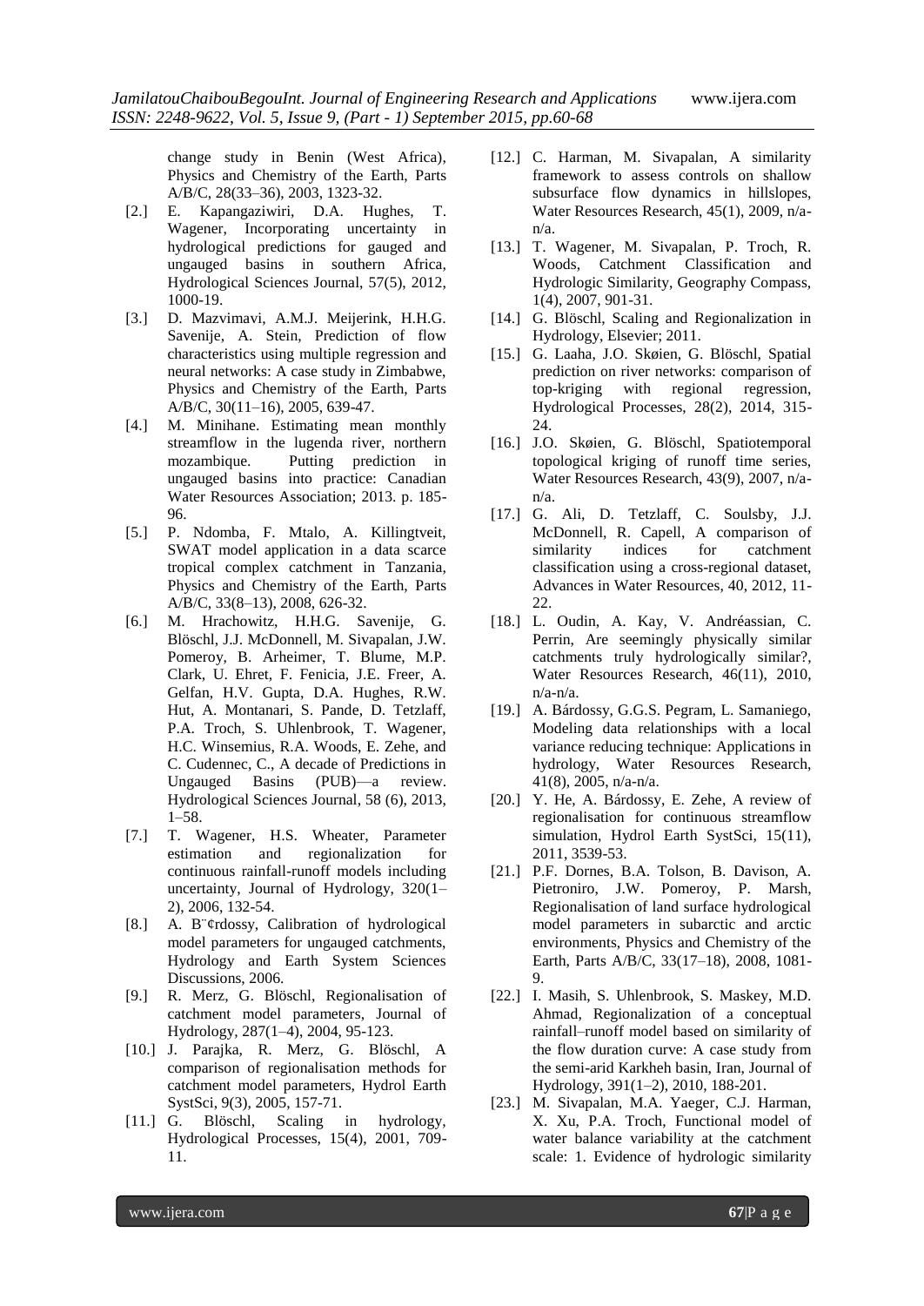change study in Benin (West Africa), Physics and Chemistry of the Earth, Parts A/B/C, 28(33–36), 2003, 1323-32.

[2.] E. Kapangaziwiri, D.A. Hughes, T. Wagener, Incorporating uncertainty in hydrological predictions for gauged and ungauged basins in southern Africa, Hydrological Sciences Journal, 57(5), 2012, 1000-19.

[3.] D. Mazvimavi, A.M.J. Meijerink, H.H.G. Savenije, A. Stein, Prediction of flow characteristics using multiple regression and neural networks: A case study in Zimbabwe, Physics and Chemistry of the Earth, Parts A/B/C, 30(11–16), 2005, 639-47.

[4.] M. Minihane. Estimating mean monthly streamflow in the lugenda river, northern mozambique. Putting prediction in ungauged basins into practice: Canadian Water Resources Association; 2013. p. 185-96.

[5.] P. Ndomba, F. Mtalo, A. Killingtveit, SWAT model application in a data scarce tropical complex catchment in Tanzania, Physics and Chemistry of the Earth, Parts A/B/C, 33(8–13), 2008, 626-32.

[6.] M. Hrachowitz, H.H.G. Savenije, G. Blöschl, J.J. McDonnell, M. Sivapalan, J.W. Pomeroy, B. Arheimer, T. Blume, M.P. Clark, U. Ehret, F. Fenicia, J.E. Freer, A. Gelfan, H.V. Gupta, D.A. Hughes, R.W. Hut, A. Montanari, S. Pande, D. Tetzlaff, P.A. Troch, S. Uhlenbrook, T. Wagener, H.C. Winsemius, R.A. Woods, E. Zehe, and C. Cudennec, C., A decade of Predictions in Ungauged Basins (PUB)—a review. Hydrological Sciences Journal, 58 (6), 2013, 1–58.

[7.] T. Wagener, H.S. Wheater, Parameter estimation and regionalization for continuous rainfall-runoff models including uncertainty, Journal of Hydrology, 320(1–2), 2006, 132-54.

[8.] A. B¨¢rdossy, Calibration of hydrological model parameters for ungauged catchments, Hydrology and Earth System Sciences Discussions, 2006.

[9.] R. Merz, G. Blöschl, Regionalisation of catchment model parameters, Journal of Hydrology, 287(1–4), 2004, 95-123.

[10.] J. Parajka, R. Merz, G. Blöschl, A comparison of regionalisation methods for catchment model parameters, Hydrol Earth SystSci, 9(3), 2005, 157-71.

[11.] G. Blöschl, Scaling in hydrology, Hydrological Processes, 15(4), 2001, 709-11.

[12.] C. Harman, M. Sivapalan, A similarity framework to assess controls on shallow subsurface flow dynamics in hillslopes, Water Resources Research, 45(1), 2009, n/a-n/a.

[13.] T. Wagener, M. Sivapalan, P. Troch, R. Woods, Catchment Classification and Hydrologic Similarity, Geography Compass, 1(4), 2007, 901-31.

[14.] G. Blöschl, Scaling and Regionalization in Hydrology, Elsevier; 2011.

[15.] G. Laaha, J.O. Skøien, G. Blöschl, Spatial prediction on river networks: comparison of top-kriging with regional regression, Hydrological Processes, 28(2), 2014, 315-24.

[16.] J.O. Skøien, G. Blöschl, Spatiotemporal topological kriging of runoff time series, Water Resources Research, 43(9), 2007, n/a-n/a.

[17.] G. Ali, D. Tetzlaff, C. Soulsby, J.J. McDonnell, R. Capell, A comparison of similarity indices for catchment classification using a cross-regional dataset, Advances in Water Resources, 40, 2012, 11-22.

[18.] L. Oudin, A. Kay, V. Andréassian, C. Perrin, Are seemingly physically similar catchments truly hydrologically similar?, Water Resources Research, 46(11), 2010, n/a-n/a.

[19.] A. Bárdossy, G.G.S. Pegram, L. Samaniego, Modeling data relationships with a local variance reducing technique: Applications in hydrology, Water Resources Research, 41(8), 2005, n/a-n/a.

[20.] Y. He, A. Bárdossy, E. Zehe, A review of regionalisation for continuous streamflow simulation, Hydrol Earth SystSci, 15(11), 2011, 3539-53.

[21.] P.F. Dornes, B.A. Tolson, B. Davison, A. Pietroniro, J.W. Pomeroy, P. Marsh, Regionalisation of land surface hydrological model parameters in subarctic and arctic environments, Physics and Chemistry of the Earth, Parts A/B/C, 33(17–18), 2008, 1081-9.

[22.] I. Masih, S. Uhlenbrook, S. Maskey, M.D. Ahmad, Regionalization of a conceptual rainfall–runoff model based on similarity of the flow duration curve: A case study from the semi-arid Karkheh basin, Iran, Journal of Hydrology, 391(1–2), 2010, 188-201.

[23.] M. Sivapalan, M.A. Yaeger, C.J. Harman, X. Xu, P.A. Troch, Functional model of water balance variability at the catchment scale: 1. Evidence of hydrologic similarity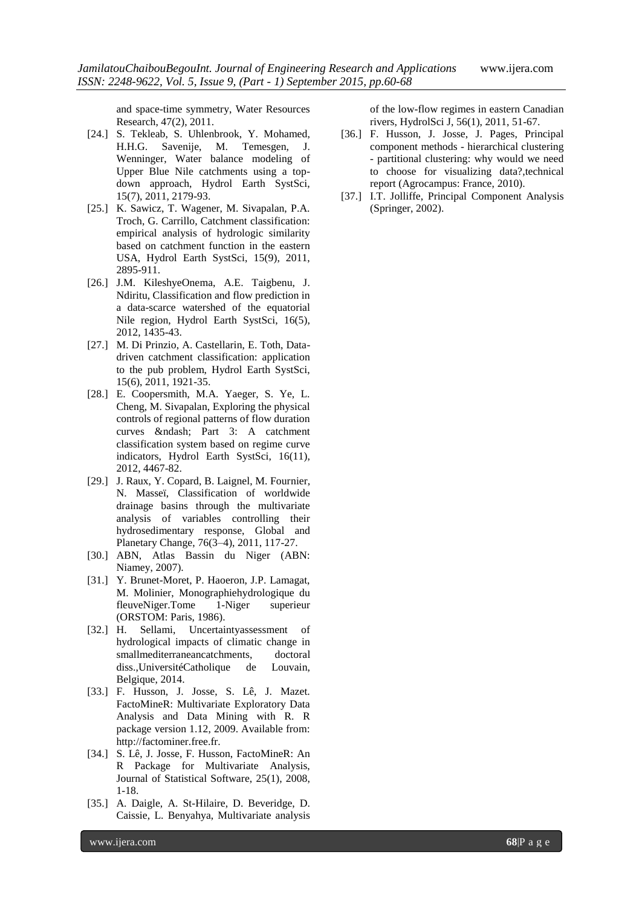and space-time symmetry, Water Resources Research, 47(2), 2011.

[24.] S. Tekleab, S. Uhlenbrook, Y. Mohamed, H.H.G. Savenije, M. Temesgen, J. Wenninger, Water balance modeling of Upper Blue Nile catchments using a top-down approach, Hydrol Earth SystSci, 15(7), 2011, 2179-93.

[25.] K. Sawicz, T. Wagener, M. Sivapalan, P.A. Troch, G. Carrillo, Catchment classification: empirical analysis of hydrologic similarity based on catchment function in the eastern USA, Hydrol Earth SystSci, 15(9), 2011, 2895-911.

[26.] J.M. KileshyeOnema, A.E. Taigbenu, J. Ndiritu, Classification and flow prediction in a data-scarce watershed of the equatorial Nile region, Hydrol Earth SystSci, 16(5), 2012, 1435-43.

[27.] M. Di Prinzio, A. Castellarin, E. Toth, Data-driven catchment classification: application to the pub problem, Hydrol Earth SystSci, 15(6), 2011, 1921-35.

[28.] E. Coopersmith, M.A. Yaeger, S. Ye, L. Cheng, M. Sivapalan, Exploring the physical controls of regional patterns of flow duration curves &ndash; Part 3: A catchment classification system based on regime curve indicators, Hydrol Earth SystSci, 16(11), 2012, 4467-82.

[29.] J. Raux, Y. Copard, B. Laignel, M. Fournier, N. Masseï, Classification of worldwide drainage basins through the multivariate analysis of variables controlling their hydrosedimentary response, Global and Planetary Change, 76(3–4), 2011, 117-27.

[30.] ABN, Atlas Bassin du Niger (ABN: Niamey, 2007).

[31.] Y. Brunet-Moret, P. Haoeron, J.P. Lamagat, M. Molinier, Monographiehydrologique du fleuveNiger.Tome 1-Niger superieur (ORSTOM: Paris, 1986).

[32.] H. Sellami, Uncertaintyassessment of hydrological impacts of climatic change in smallmediterraneancatchments, doctoral diss.,UniversitéCatholique de Louvain, Belgique, 2014.

[33.] F. Husson, J. Josse, S. Lê, J. Mazet. FactoMineR: Multivariate Exploratory Data Analysis and Data Mining with R. R package version 1.12, 2009. Available from: http://factominer.free.fr.

[34.] S. Lê, J. Josse, F. Husson, FactoMineR: An R Package for Multivariate Analysis, Journal of Statistical Software, 25(1), 2008, 1-18.

[35.] A. Daigle, A. St-Hilaire, D. Beveridge, D. Caissie, L. Benyahya, Multivariate analysis of the low-flow regimes in eastern Canadian rivers, HydrolSci J, 56(1), 2011, 51-67.

[36.] F. Husson, J. Josse, J. Pages, Principal component methods - hierarchical clustering - partitional clustering: why would we need to choose for visualizing data?,technical report (Agrocampus: France, 2010).

[37.] I.T. Jolliffe, Principal Component Analysis (Springer, 2002).